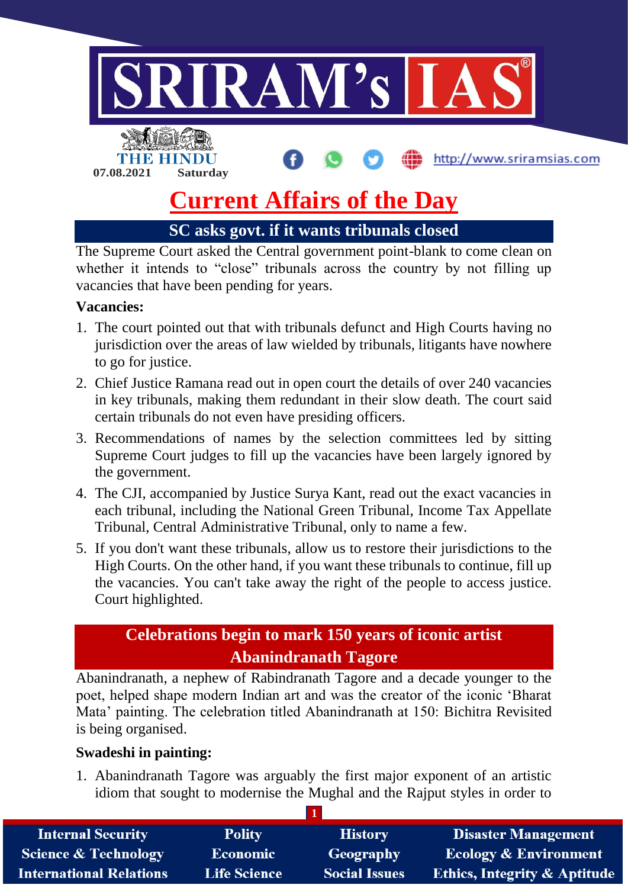07.08.2021 Saturday

# Current Affairs of the Day

## SC asks govt. if it wants tribunals closed

The Supreme Court asked the Central government point-blank to come clean on whether it intends to "close" tribunals across the country by not filling up vacancies that have been pending for years.

**Vacancies:**

1. The court pointed out that with tribunals defunct and High Courts having no jurisdiction over the areas of law wielded by tribunals, litigants have nowhere to go for justice.
2. Chief Justice Ramana read out in open court the details of over 240 vacancies in key tribunals, making them redundant in their slow death. The court said certain tribunals do not even have presiding officers.
3. Recommendations of names by the selection committees led by sitting Supreme Court judges to fill up the vacancies have been largely ignored by the government.
4. The CJI, accompanied by Justice Surya Kant, read out the exact vacancies in each tribunal, including the National Green Tribunal, Income Tax Appellate Tribunal, Central Administrative Tribunal, only to name a few.
5. If you don't want these tribunals, allow us to restore their jurisdictions to the High Courts. On the other hand, if you want these tribunals to continue, fill up the vacancies. You can't take away the right of the people to access justice. Court highlighted.

## Celebrations begin to mark 150 years of iconic artist Abanindranath Tagore

Abanindranath, a nephew of Rabindranath Tagore and a decade younger to the poet, helped shape modern Indian art and was the creator of the iconic 'Bharat Mata' painting. The celebration titled Abanindranath at 150: Bichitra Revisited is being organised.

**Swadeshi in painting:**

1. Abanindranath Tagore was arguably the first major exponent of an artistic idiom that sought to modernise the Mughal and the Rajput styles in order to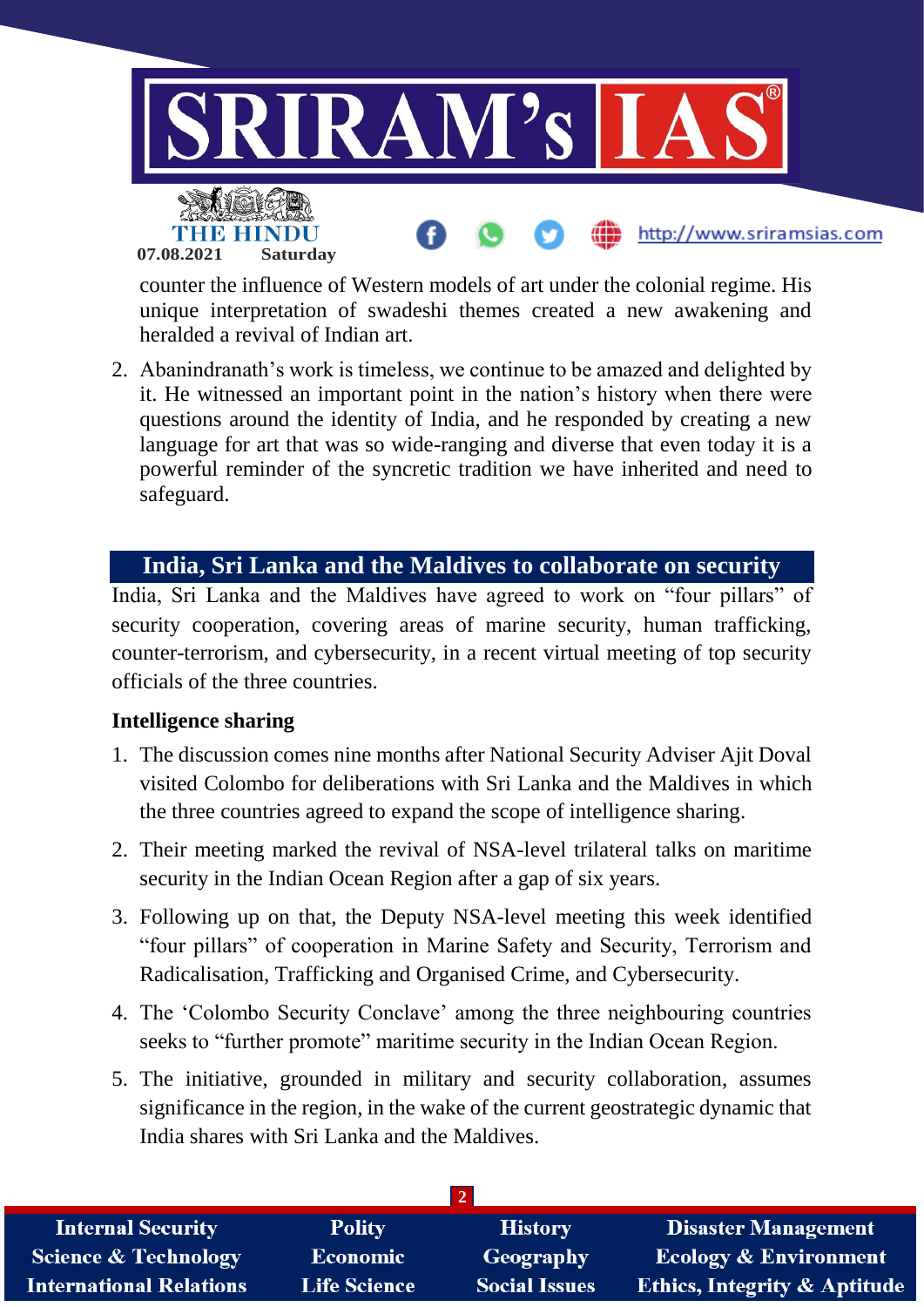counter the influence of Western models of art under the colonial regime. His unique interpretation of swadeshi themes created a new awakening and heralded a revival of Indian art.

2. Abanindranath's work is timeless, we continue to be amazed and delighted by it. He witnessed an important point in the nation's history when there were questions around the identity of India, and he responded by creating a new language for art that was so wide-ranging and diverse that even today it is a powerful reminder of the syncretic tradition we have inherited and need to safeguard.

## India, Sri Lanka and the Maldives to collaborate on security

India, Sri Lanka and the Maldives have agreed to work on "four pillars" of security cooperation, covering areas of marine security, human trafficking, counter-terrorism, and cybersecurity, in a recent virtual meeting of top security officials of the three countries.

### Intelligence sharing

1. The discussion comes nine months after National Security Adviser Ajit Doval visited Colombo for deliberations with Sri Lanka and the Maldives in which the three countries agreed to expand the scope of intelligence sharing.
2. Their meeting marked the revival of NSA-level trilateral talks on maritime security in the Indian Ocean Region after a gap of six years.
3. Following up on that, the Deputy NSA-level meeting this week identified "four pillars" of cooperation in Marine Safety and Security, Terrorism and Radicalisation, Trafficking and Organised Crime, and Cybersecurity.
4. The 'Colombo Security Conclave' among the three neighbouring countries seeks to "further promote" maritime security in the Indian Ocean Region.
5. The initiative, grounded in military and security collaboration, assumes significance in the region, in the wake of the current geostrategic dynamic that India shares with Sri Lanka and the Maldives.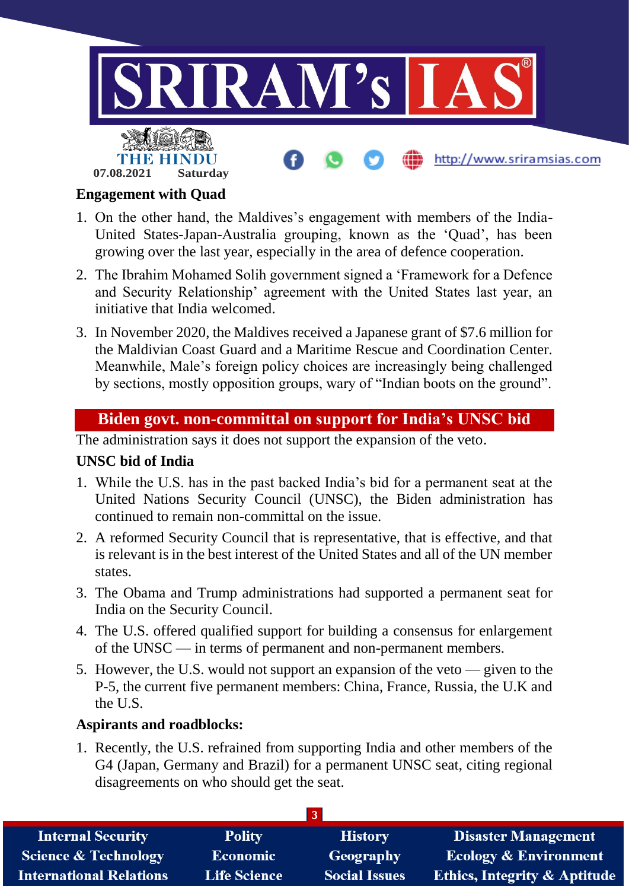### Engagement with Quad

1. On the other hand, the Maldives's engagement with members of the India-United States-Japan-Australia grouping, known as the 'Quad', has been growing over the last year, especially in the area of defence cooperation.
2. The Ibrahim Mohamed Solih government signed a 'Framework for a Defence and Security Relationship' agreement with the United States last year, an initiative that India welcomed.
3. In November 2020, the Maldives received a Japanese grant of $7.6 million for the Maldivian Coast Guard and a Maritime Rescue and Coordination Center. Meanwhile, Male's foreign policy choices are increasingly being challenged by sections, mostly opposition groups, wary of "Indian boots on the ground".

## Biden govt. non-committal on support for India's UNSC bid

The administration says it does not support the expansion of the veto.

### UNSC bid of India

1. While the U.S. has in the past backed India's bid for a permanent seat at the United Nations Security Council (UNSC), the Biden administration has continued to remain non-committal on the issue.
2. A reformed Security Council that is representative, that is effective, and that is relevant is in the best interest of the United States and all of the UN member states.
3. The Obama and Trump administrations had supported a permanent seat for India on the Security Council.
4. The U.S. offered qualified support for building a consensus for enlargement of the UNSC — in terms of permanent and non-permanent members.
5. However, the U.S. would not support an expansion of the veto — given to the P-5, the current five permanent members: China, France, Russia, the U.K and the U.S.

### Aspirants and roadblocks:

1. Recently, the U.S. refrained from supporting India and other members of the G4 (Japan, Germany and Brazil) for a permanent UNSC seat, citing regional disagreements on who should get the seat.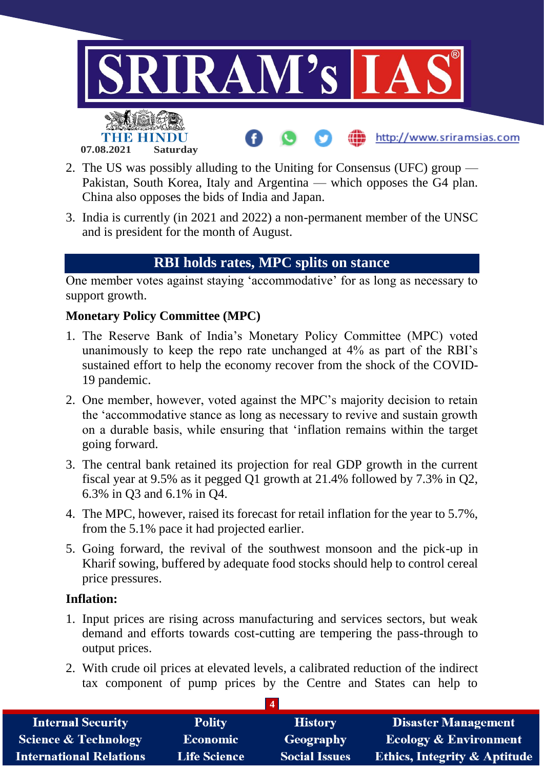2. The US was possibly alluding to the Uniting for Consensus (UFC) group — Pakistan, South Korea, Italy and Argentina — which opposes the G4 plan. China also opposes the bids of India and Japan.
3. India is currently (in 2021 and 2022) a non-permanent member of the UNSC and is president for the month of August.

## RBI holds rates, MPC splits on stance

One member votes against staying 'accommodative' for as long as necessary to support growth.

**Monetary Policy Committee (MPC)**

1. The Reserve Bank of India's Monetary Policy Committee (MPC) voted unanimously to keep the repo rate unchanged at 4% as part of the RBI's sustained effort to help the economy recover from the shock of the COVID-19 pandemic.
2. One member, however, voted against the MPC's majority decision to retain the 'accommodative stance as long as necessary to revive and sustain growth on a durable basis, while ensuring that 'inflation remains within the target going forward.
3. The central bank retained its projection for real GDP growth in the current fiscal year at 9.5% as it pegged Q1 growth at 21.4% followed by 7.3% in Q2, 6.3% in Q3 and 6.1% in Q4.
4. The MPC, however, raised its forecast for retail inflation for the year to 5.7%, from the 5.1% pace it had projected earlier.
5. Going forward, the revival of the southwest monsoon and the pick-up in Kharif sowing, buffered by adequate food stocks should help to control cereal price pressures.

**Inflation:**

1. Input prices are rising across manufacturing and services sectors, but weak demand and efforts towards cost-cutting are tempering the pass-through to output prices.
2. With crude oil prices at elevated levels, a calibrated reduction of the indirect tax component of pump prices by the Centre and States can help to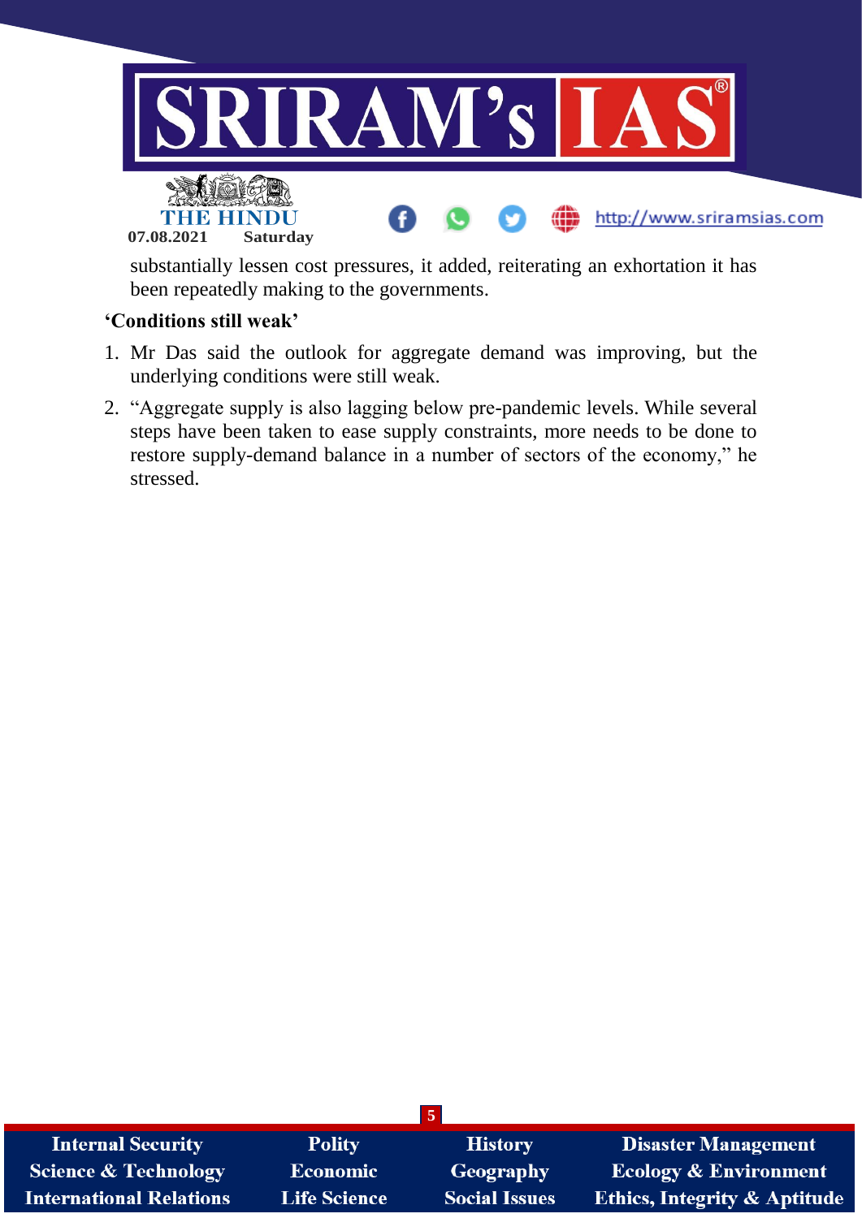substantially lessen cost pressures, it added, reiterating an exhortation it has been repeatedly making to the governments.

**'Conditions still weak'**

1. Mr Das said the outlook for aggregate demand was improving, but the underlying conditions were still weak.
2. "Aggregate supply is also lagging below pre-pandemic levels. While several steps have been taken to ease supply constraints, more needs to be done to restore supply-demand balance in a number of sectors of the economy," he stressed.